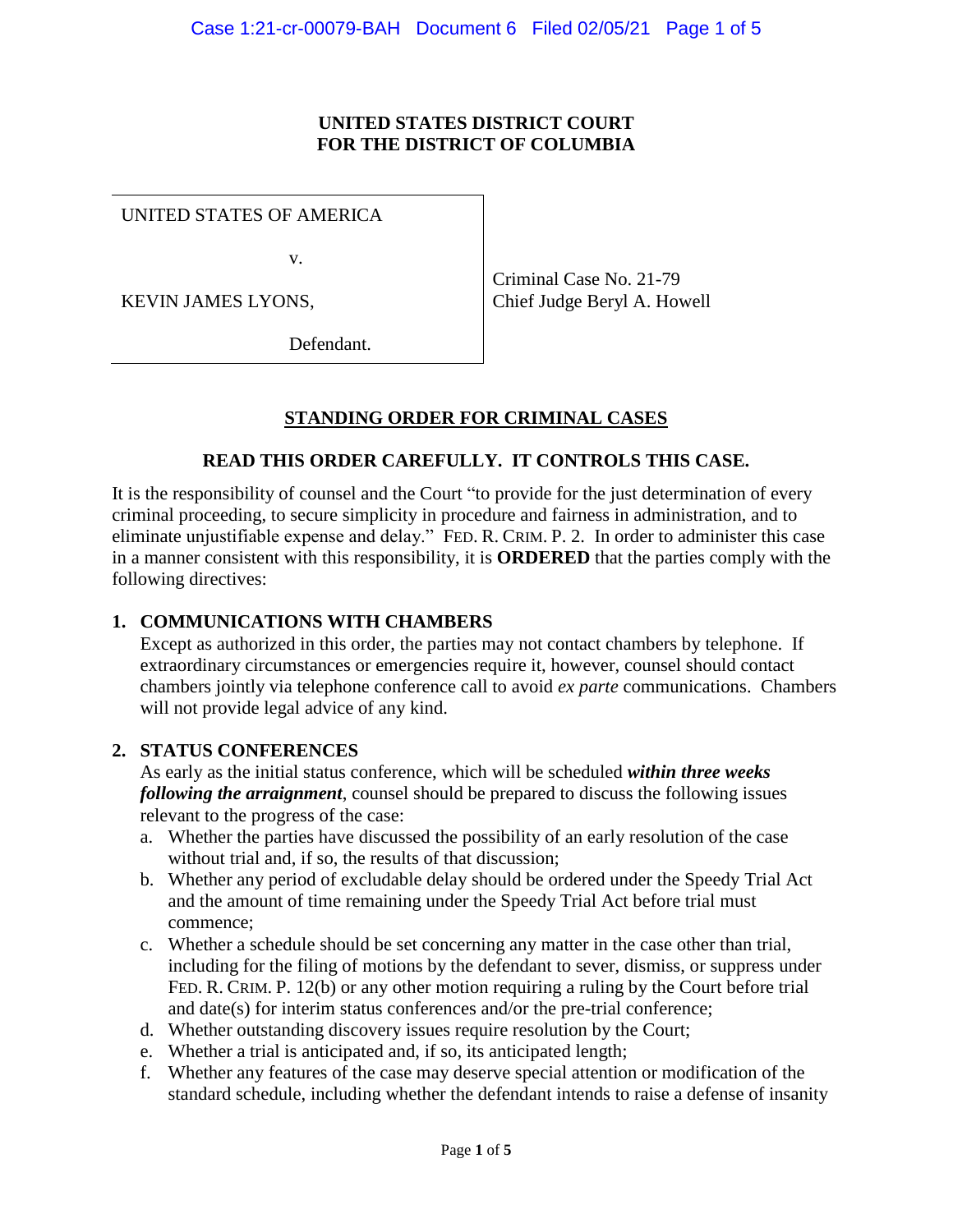**UNITED STATES DISTRICT COURT**
**FOR THE DISTRICT OF COLUMBIA**

| UNITED STATES OF AMERICA v. KEVIN JAMES LYONS, Defendant. | Criminal Case No. 21-79 Chief Judge Beryl A. Howell |
|---|---|

## STANDING ORDER FOR CRIMINAL CASES

**READ THIS ORDER CAREFULLY. IT CONTROLS THIS CASE.**

It is the responsibility of counsel and the Court "to provide for the just determination of every criminal proceeding, to secure simplicity in procedure and fairness in administration, and to eliminate unjustifiable expense and delay." FED. R. CRIM. P. 2. In order to administer this case in a manner consistent with this responsibility, it is **ORDERED** that the parties comply with the following directives:

### 1. COMMUNICATIONS WITH CHAMBERS

Except as authorized in this order, the parties may not contact chambers by telephone. If extraordinary circumstances or emergencies require it, however, counsel should contact chambers jointly via telephone conference call to avoid *ex parte* communications. Chambers will not provide legal advice of any kind.

### 2. STATUS CONFERENCES

As early as the initial status conference, which will be scheduled ***within three weeks following the arraignment***, counsel should be prepared to discuss the following issues relevant to the progress of the case:

a. Whether the parties have discussed the possibility of an early resolution of the case without trial and, if so, the results of that discussion;
b. Whether any period of excludable delay should be ordered under the Speedy Trial Act and the amount of time remaining under the Speedy Trial Act before trial must commence;
c. Whether a schedule should be set concerning any matter in the case other than trial, including for the filing of motions by the defendant to sever, dismiss, or suppress under FED. R. CRIM. P. 12(b) or any other motion requiring a ruling by the Court before trial and date(s) for interim status conferences and/or the pre-trial conference;
d. Whether outstanding discovery issues require resolution by the Court;
e. Whether a trial is anticipated and, if so, its anticipated length;
f. Whether any features of the case may deserve special attention or modification of the standard schedule, including whether the defendant intends to raise a defense of insanity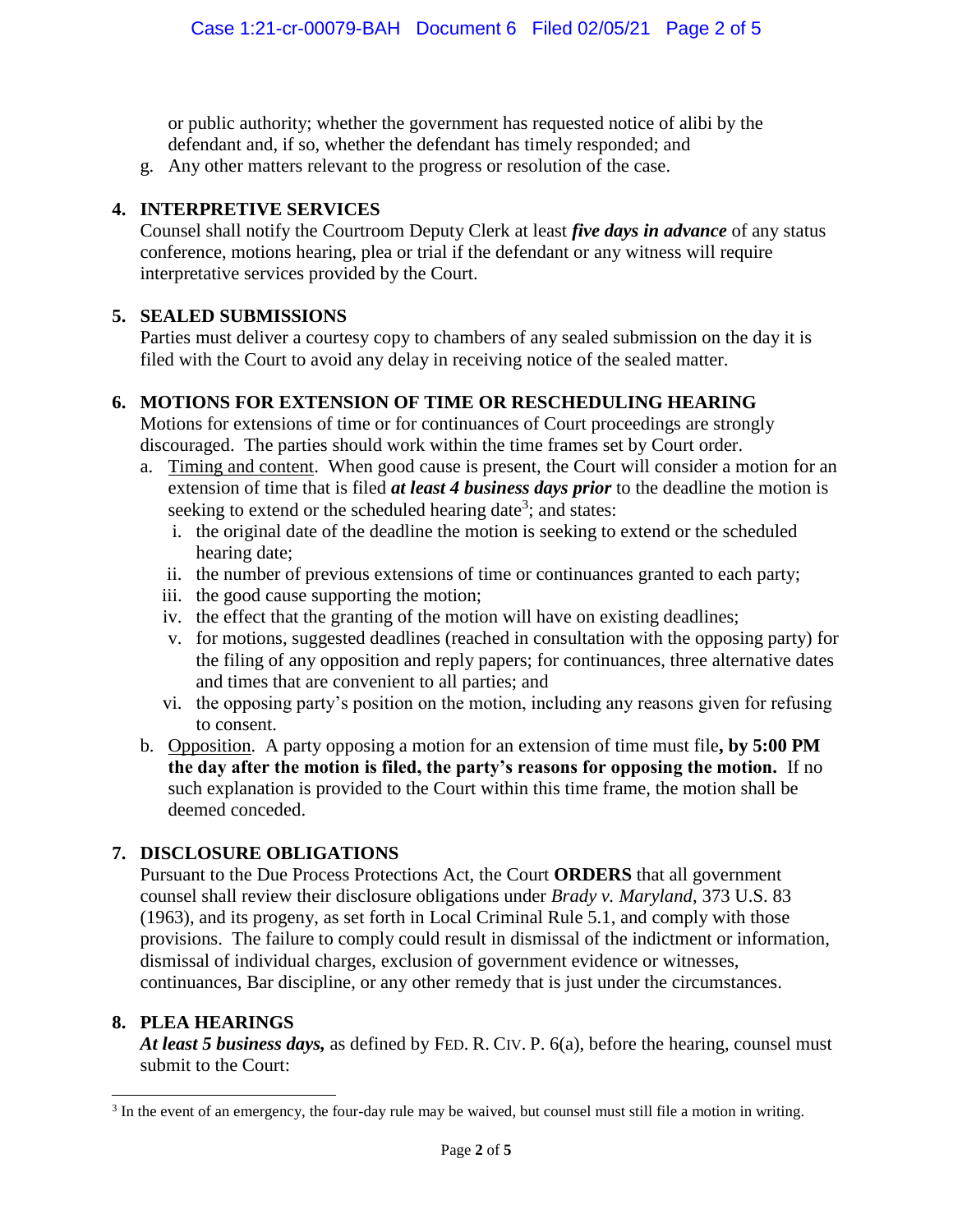or public authority; whether the government has requested notice of alibi by the defendant and, if so, whether the defendant has timely responded; and

g. Any other matters relevant to the progress or resolution of the case.

**4. INTERPRETIVE SERVICES**

Counsel shall notify the Courtroom Deputy Clerk at least ***five days in advance*** of any status conference, motions hearing, plea or trial if the defendant or any witness will require interpretative services provided by the Court.

**5. SEALED SUBMISSIONS**

Parties must deliver a courtesy copy to chambers of any sealed submission on the day it is filed with the Court to avoid any delay in receiving notice of the sealed matter.

**6. MOTIONS FOR EXTENSION OF TIME OR RESCHEDULING HEARING**

Motions for extensions of time or for continuances of Court proceedings are strongly discouraged. The parties should work within the time frames set by Court order.

a. Timing and content. When good cause is present, the Court will consider a motion for an extension of time that is filed ***at least 4 business days prior*** to the deadline the motion is seeking to extend or the scheduled hearing date[3]; and states:
   i. the original date of the deadline the motion is seeking to extend or the scheduled hearing date;
   ii. the number of previous extensions of time or continuances granted to each party;
   iii. the good cause supporting the motion;
   iv. the effect that the granting of the motion will have on existing deadlines;
   v. for motions, suggested deadlines (reached in consultation with the opposing party) for the filing of any opposition and reply papers; for continuances, three alternative dates and times that are convenient to all parties; and
   vi. the opposing party's position on the motion, including any reasons given for refusing to consent.

b. Opposition. A party opposing a motion for an extension of time must file**, by 5:00 PM the day after the motion is filed, the party's reasons for opposing the motion.** If no such explanation is provided to the Court within this time frame, the motion shall be deemed conceded.

**7. DISCLOSURE OBLIGATIONS**

Pursuant to the Due Process Protections Act, the Court **ORDERS** that all government counsel shall review their disclosure obligations under *Brady v. Maryland*, 373 U.S. 83 (1963), and its progeny, as set forth in Local Criminal Rule 5.1, and comply with those provisions. The failure to comply could result in dismissal of the indictment or information, dismissal of individual charges, exclusion of government evidence or witnesses, continuances, Bar discipline, or any other remedy that is just under the circumstances.

**8. PLEA HEARINGS**

***At least 5 business days,*** as defined by FED. R. CIV. P. 6(a), before the hearing, counsel must submit to the Court:

[3] In the event of an emergency, the four-day rule may be waived, but counsel must still file a motion in writing.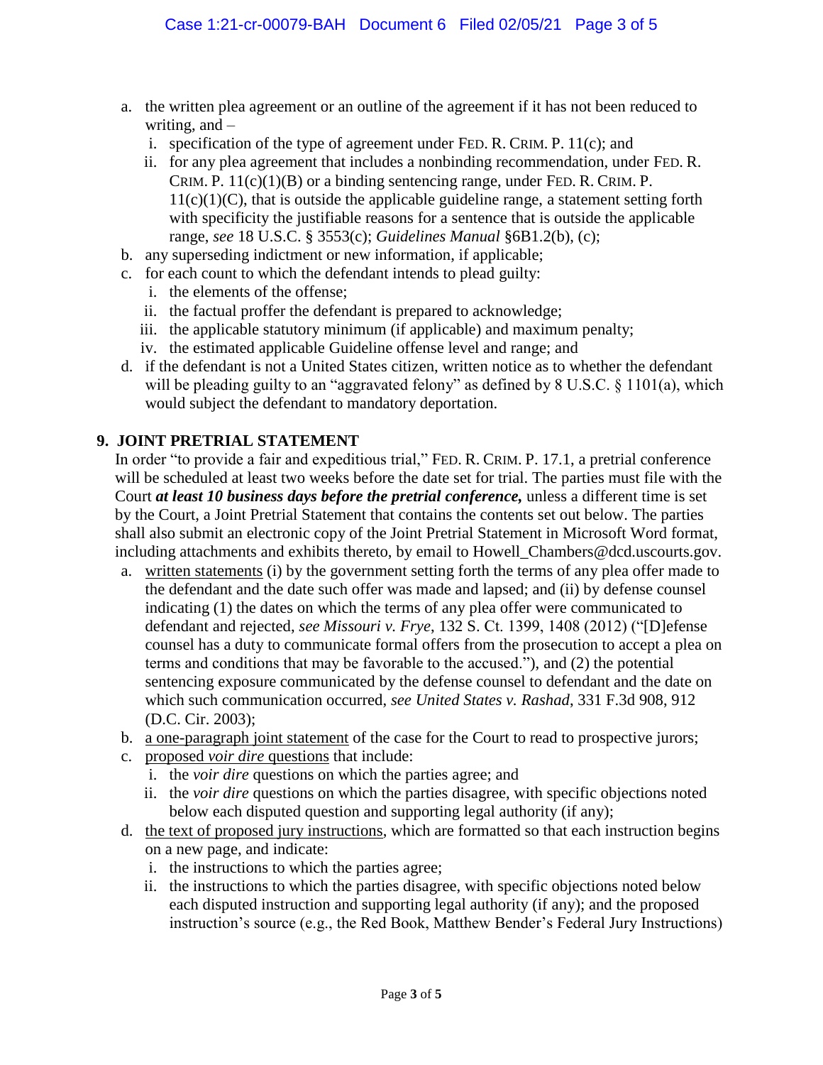a. the written plea agreement or an outline of the agreement if it has not been reduced to writing, and –
   i. specification of the type of agreement under FED. R. CRIM. P. 11(c); and
   ii. for any plea agreement that includes a nonbinding recommendation, under FED. R. CRIM. P. 11(c)(1)(B) or a binding sentencing range, under FED. R. CRIM. P. 11(c)(1)(C), that is outside the applicable guideline range, a statement setting forth with specificity the justifiable reasons for a sentence that is outside the applicable range, *see* 18 U.S.C. § 3553(c); *Guidelines Manual* §6B1.2(b), (c);

b. any superseding indictment or new information, if applicable;

c. for each count to which the defendant intends to plead guilty:
   i. the elements of the offense;
   ii. the factual proffer the defendant is prepared to acknowledge;
   iii. the applicable statutory minimum (if applicable) and maximum penalty;
   iv. the estimated applicable Guideline offense level and range; and

d. if the defendant is not a United States citizen, written notice as to whether the defendant will be pleading guilty to an "aggravated felony" as defined by 8 U.S.C. § 1101(a), which would subject the defendant to mandatory deportation.

## 9. JOINT PRETRIAL STATEMENT

In order "to provide a fair and expeditious trial," FED. R. CRIM. P. 17.1, a pretrial conference will be scheduled at least two weeks before the date set for trial. The parties must file with the Court ***at least 10 business days before the pretrial conference,*** unless a different time is set by the Court, a Joint Pretrial Statement that contains the contents set out below. The parties shall also submit an electronic copy of the Joint Pretrial Statement in Microsoft Word format, including attachments and exhibits thereto, by email to Howell_Chambers@dcd.uscourts.gov.

a. written statements (i) by the government setting forth the terms of any plea offer made to the defendant and the date such offer was made and lapsed; and (ii) by defense counsel indicating (1) the dates on which the terms of any plea offer were communicated to defendant and rejected, *see Missouri v. Frye*, 132 S. Ct. 1399, 1408 (2012) ("[D]efense counsel has a duty to communicate formal offers from the prosecution to accept a plea on terms and conditions that may be favorable to the accused."), and (2) the potential sentencing exposure communicated by the defense counsel to defendant and the date on which such communication occurred, *see United States v. Rashad*, 331 F.3d 908, 912 (D.C. Cir. 2003);

b. a one-paragraph joint statement of the case for the Court to read to prospective jurors;

c. proposed *voir dire* questions that include:
   i. the *voir dire* questions on which the parties agree; and
   ii. the *voir dire* questions on which the parties disagree, with specific objections noted below each disputed question and supporting legal authority (if any);

d. the text of proposed jury instructions, which are formatted so that each instruction begins on a new page, and indicate:
   i. the instructions to which the parties agree;
   ii. the instructions to which the parties disagree, with specific objections noted below each disputed instruction and supporting legal authority (if any); and the proposed instruction's source (e.g., the Red Book, Matthew Bender's Federal Jury Instructions)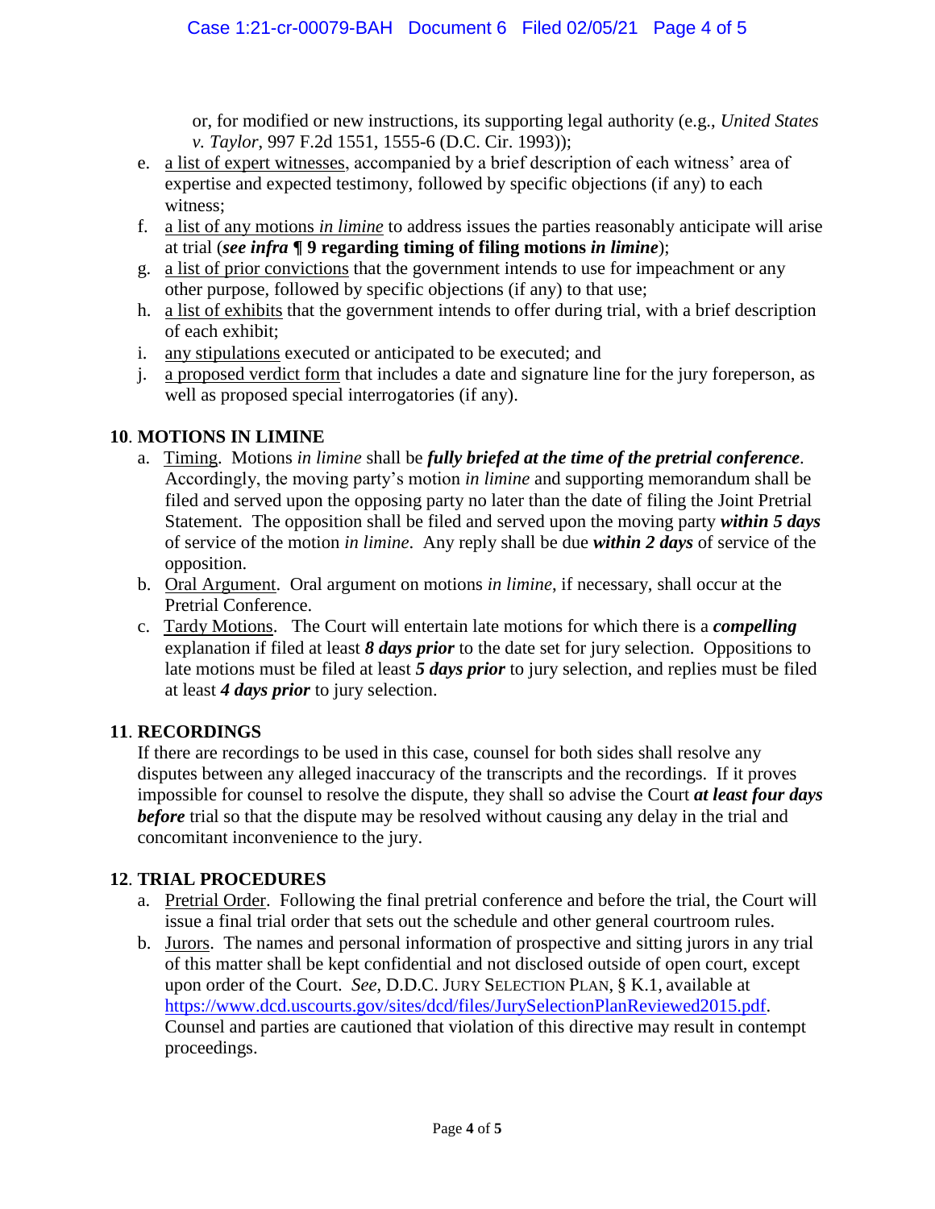or, for modified or new instructions, its supporting legal authority (e.g., *United States v. Taylor*, 997 F.2d 1551, 1555-6 (D.C. Cir. 1993));

e. a list of expert witnesses, accompanied by a brief description of each witness' area of expertise and expected testimony, followed by specific objections (if any) to each witness;
f. a list of any motions *in limine* to address issues the parties reasonably anticipate will arise at trial (***see infra* ¶ 9 regarding timing of filing motions *in limine***);
g. a list of prior convictions that the government intends to use for impeachment or any other purpose, followed by specific objections (if any) to that use;
h. a list of exhibits that the government intends to offer during trial, with a brief description of each exhibit;
i. any stipulations executed or anticipated to be executed; and
j. a proposed verdict form that includes a date and signature line for the jury foreperson, as well as proposed special interrogatories (if any).

## 10. MOTIONS IN LIMINE

a. Timing. Motions *in limine* shall be ***fully briefed at the time of the pretrial conference***. Accordingly, the moving party's motion *in limine* and supporting memorandum shall be filed and served upon the opposing party no later than the date of filing the Joint Pretrial Statement. The opposition shall be filed and served upon the moving party ***within 5 days*** of service of the motion *in limine*. Any reply shall be due ***within 2 days*** of service of the opposition.
b. Oral Argument. Oral argument on motions *in limine*, if necessary, shall occur at the Pretrial Conference.
c. Tardy Motions. The Court will entertain late motions for which there is a ***compelling*** explanation if filed at least ***8 days prior*** to the date set for jury selection. Oppositions to late motions must be filed at least ***5 days prior*** to jury selection, and replies must be filed at least ***4 days prior*** to jury selection.

## 11. RECORDINGS

If there are recordings to be used in this case, counsel for both sides shall resolve any disputes between any alleged inaccuracy of the transcripts and the recordings. If it proves impossible for counsel to resolve the dispute, they shall so advise the Court ***at least four days before*** trial so that the dispute may be resolved without causing any delay in the trial and concomitant inconvenience to the jury.

## 12. TRIAL PROCEDURES

a. Pretrial Order. Following the final pretrial conference and before the trial, the Court will issue a final trial order that sets out the schedule and other general courtroom rules.
b. Jurors. The names and personal information of prospective and sitting jurors in any trial of this matter shall be kept confidential and not disclosed outside of open court, except upon order of the Court. *See*, D.D.C. JURY SELECTION PLAN, § K.1, available at https://www.dcd.uscourts.gov/sites/dcd/files/JurySelectionPlanReviewed2015.pdf. Counsel and parties are cautioned that violation of this directive may result in contempt proceedings.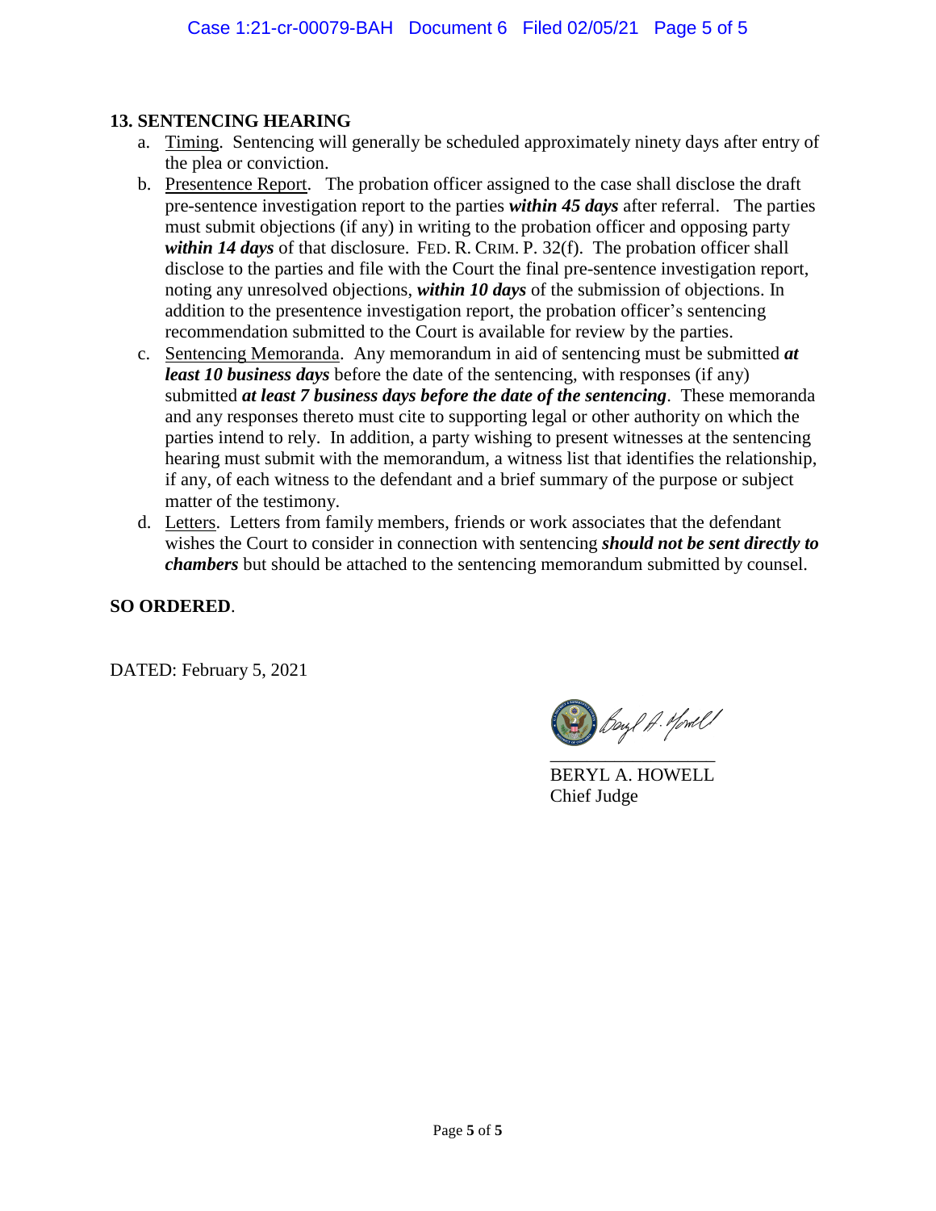**13. SENTENCING HEARING**

a. Timing. Sentencing will generally be scheduled approximately ninety days after entry of the plea or conviction.

b. Presentence Report. The probation officer assigned to the case shall disclose the draft pre-sentence investigation report to the parties ***within 45 days*** after referral. The parties must submit objections (if any) in writing to the probation officer and opposing party ***within 14 days*** of that disclosure. FED. R. CRIM. P. 32(f). The probation officer shall disclose to the parties and file with the Court the final pre-sentence investigation report, noting any unresolved objections, ***within 10 days*** of the submission of objections. In addition to the presentence investigation report, the probation officer's sentencing recommendation submitted to the Court is available for review by the parties.

c. Sentencing Memoranda. Any memorandum in aid of sentencing must be submitted ***at least 10 business days*** before the date of the sentencing, with responses (if any) submitted ***at least 7 business days before the date of the sentencing***. These memoranda and any responses thereto must cite to supporting legal or other authority on which the parties intend to rely. In addition, a party wishing to present witnesses at the sentencing hearing must submit with the memorandum, a witness list that identifies the relationship, if any, of each witness to the defendant and a brief summary of the purpose or subject matter of the testimony.

d. Letters. Letters from family members, friends or work associates that the defendant wishes the Court to consider in connection with sentencing ***should not be sent directly to chambers*** but should be attached to the sentencing memorandum submitted by counsel.

**SO ORDERED**.

DATED: February 5, 2021

BERYL A. HOWELL
Chief Judge